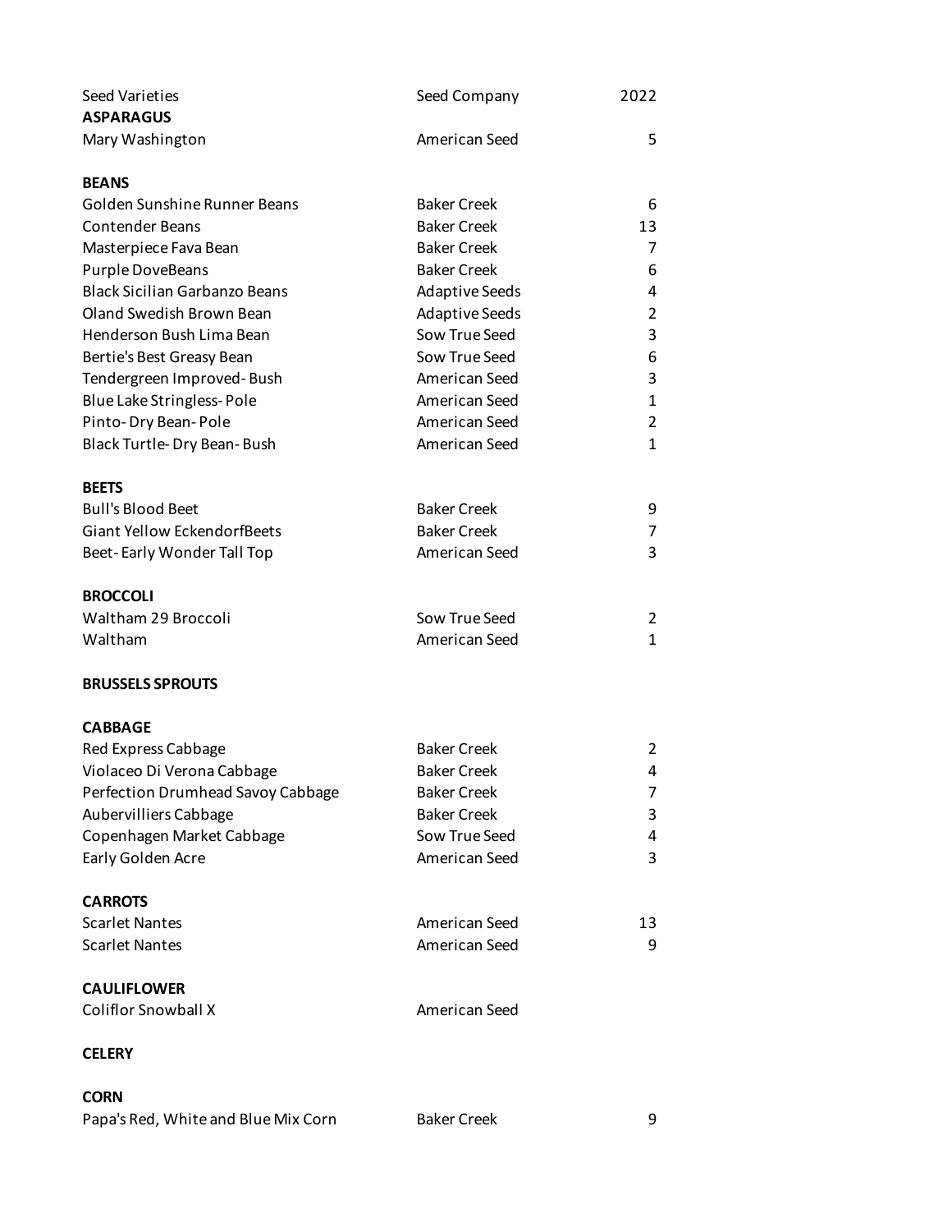| Seed Varieties | Seed Company | 2022 |
| --- | --- | --- |
| **ASPARAGUS** | | |
| Mary Washington | American Seed | 5 |
| | | |
| **BEANS** | | |
| Golden Sunshine Runner Beans | Baker Creek | 6 |
| Contender Beans | Baker Creek | 13 |
| Masterpiece Fava Bean | Baker Creek | 7 |
| Purple DoveBeans | Baker Creek | 6 |
| Black Sicilian Garbanzo Beans | Adaptive Seeds | 4 |
| Oland Swedish Brown Bean | Adaptive Seeds | 2 |
| Henderson Bush Lima Bean | Sow True Seed | 3 |
| Bertie's Best Greasy Bean | Sow True Seed | 6 |
| Tendergreen Improved- Bush | American Seed | 3 |
| Blue Lake Stringless- Pole | American Seed | 1 |
| Pinto- Dry Bean- Pole | American Seed | 2 |
| Black Turtle- Dry Bean- Bush | American Seed | 1 |
| | | |
| **BEETS** | | |
| Bull's Blood Beet | Baker Creek | 9 |
| Giant Yellow EckendorfBeets | Baker Creek | 7 |
| Beet- Early Wonder Tall Top | American Seed | 3 |
| | | |
| **BROCCOLI** | | |
| Waltham 29 Broccoli | Sow True Seed | 2 |
| Waltham | American Seed | 1 |
| | | |
| **BRUSSELS SPROUTS** | | |
| | | |
| **CABBAGE** | | |
| Red Express Cabbage | Baker Creek | 2 |
| Violaceo Di Verona Cabbage | Baker Creek | 4 |
| Perfection Drumhead Savoy Cabbage | Baker Creek | 7 |
| Aubervilliers Cabbage | Baker Creek | 3 |
| Copenhagen Market Cabbage | Sow True Seed | 4 |
| Early Golden Acre | American Seed | 3 |
| | | |
| **CARROTS** | | |
| Scarlet Nantes | American Seed | 13 |
| Scarlet Nantes | American Seed | 9 |
| | | |
| **CAULIFLOWER** | | |
| Coliflor Snowball X | American Seed | |
| | | |
| **CELERY** | | |
| | | |
| **CORN** | | |
| Papa's Red, White and Blue Mix Corn | Baker Creek | 9 |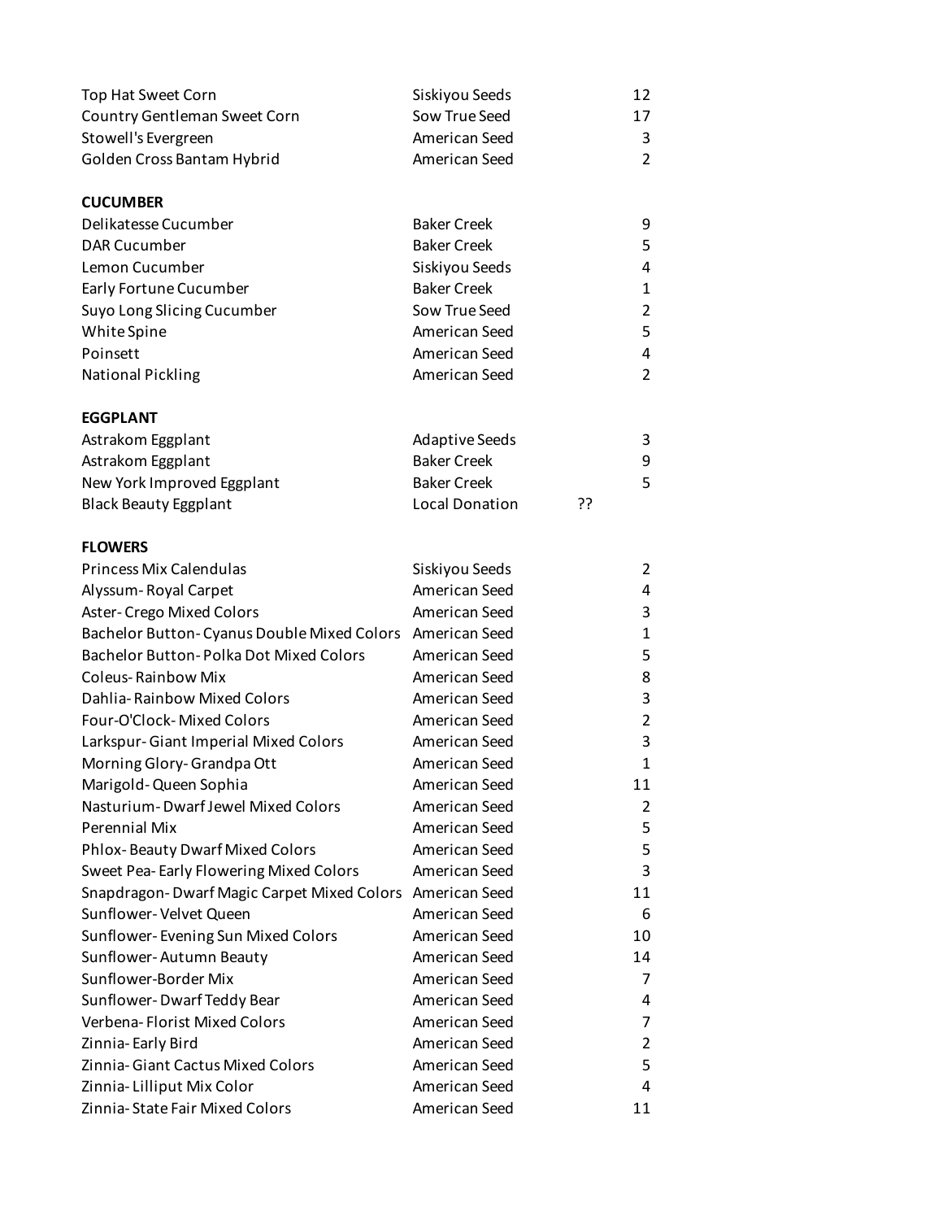| | | |
|---|---|---|
| Top Hat Sweet Corn | Siskiyou Seeds | 12 |
| Country Gentleman Sweet Corn | Sow True Seed | 17 |
| Stowell's Evergreen | American Seed | 3 |
| Golden Cross Bantam Hybrid | American Seed | 2 |
| | | |
| **CUCUMBER** | | |
| Delikatesse Cucumber | Baker Creek | 9 |
| DAR Cucumber | Baker Creek | 5 |
| Lemon Cucumber | Siskiyou Seeds | 4 |
| Early Fortune Cucumber | Baker Creek | 1 |
| Suyo Long Slicing Cucumber | Sow True Seed | 2 |
| White Spine | American Seed | 5 |
| Poinsett | American Seed | 4 |
| National Pickling | American Seed | 2 |
| | | |
| **EGGPLANT** | | |
| Astrakom Eggplant | Adaptive Seeds | 3 |
| Astrakom Eggplant | Baker Creek | 9 |
| New York Improved Eggplant | Baker Creek | 5 |
| Black Beauty Eggplant | Local Donation | ?? |
| | | |
| **FLOWERS** | | |
| Princess Mix Calendulas | Siskiyou Seeds | 2 |
| Alyssum- Royal Carpet | American Seed | 4 |
| Aster- Crego Mixed Colors | American Seed | 3 |
| Bachelor Button- Cyanus Double Mixed Colors | American Seed | 1 |
| Bachelor Button- Polka Dot Mixed Colors | American Seed | 5 |
| Coleus- Rainbow Mix | American Seed | 8 |
| Dahlia- Rainbow Mixed Colors | American Seed | 3 |
| Four-O'Clock- Mixed Colors | American Seed | 2 |
| Larkspur- Giant Imperial Mixed Colors | American Seed | 3 |
| Morning Glory- Grandpa Ott | American Seed | 1 |
| Marigold- Queen Sophia | American Seed | 11 |
| Nasturium- Dwarf Jewel Mixed Colors | American Seed | 2 |
| Perennial Mix | American Seed | 5 |
| Phlox- Beauty Dwarf Mixed Colors | American Seed | 5 |
| Sweet Pea- Early Flowering Mixed Colors | American Seed | 3 |
| Snapdragon- Dwarf Magic Carpet Mixed Colors | American Seed | 11 |
| Sunflower- Velvet Queen | American Seed | 6 |
| Sunflower- Evening Sun Mixed Colors | American Seed | 10 |
| Sunflower- Autumn Beauty | American Seed | 14 |
| Sunflower-Border Mix | American Seed | 7 |
| Sunflower- Dwarf Teddy Bear | American Seed | 4 |
| Verbena- Florist Mixed Colors | American Seed | 7 |
| Zinnia- Early Bird | American Seed | 2 |
| Zinnia- Giant Cactus Mixed Colors | American Seed | 5 |
| Zinnia- Lilliput Mix Color | American Seed | 4 |
| Zinnia- State Fair Mixed Colors | American Seed | 11 |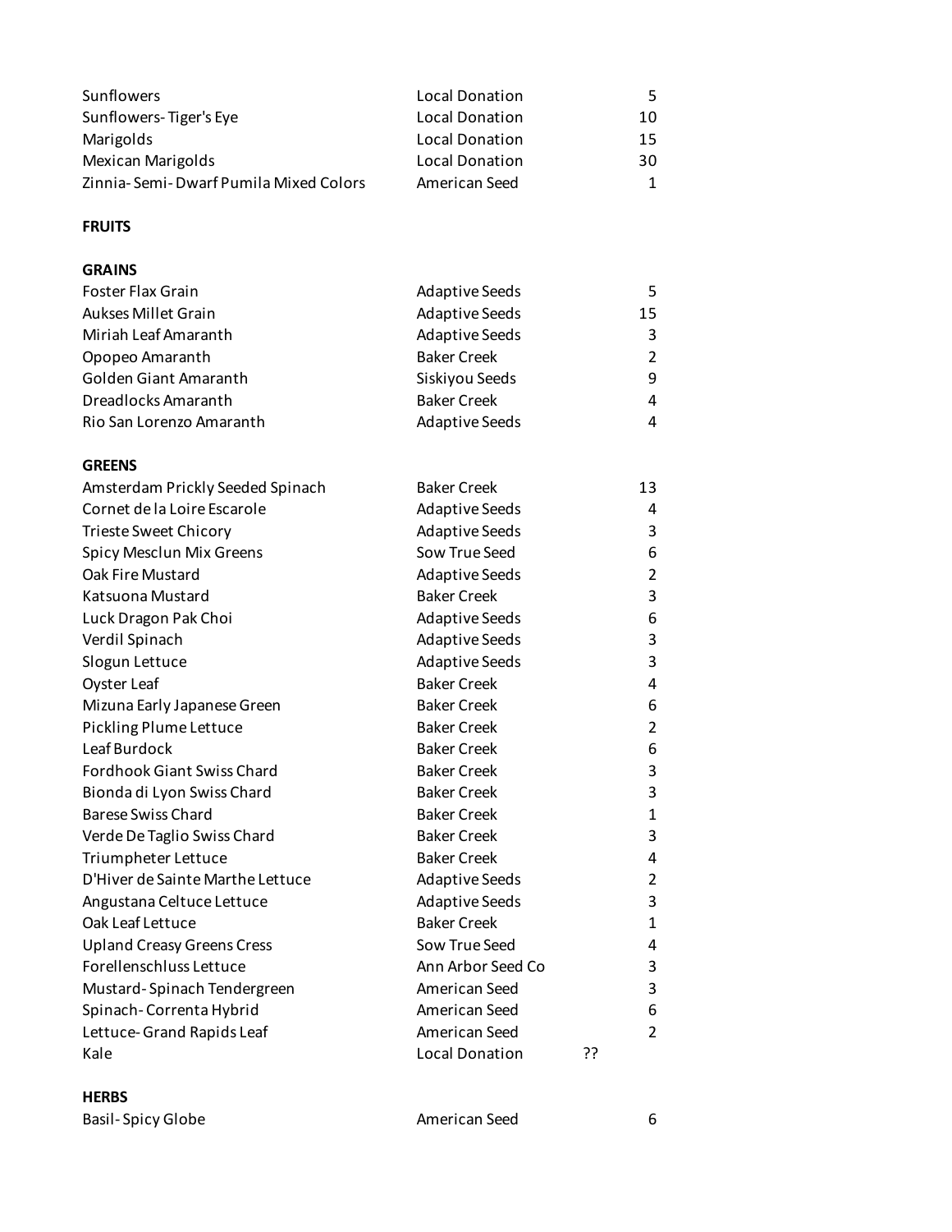| | | |
|---|---|---|
| Sunflowers | Local Donation | 5 |
| Sunflowers- Tiger's Eye | Local Donation | 10 |
| Marigolds | Local Donation | 15 |
| Mexican Marigolds | Local Donation | 30 |
| Zinnia- Semi- Dwarf Pumila Mixed Colors | American Seed | 1 |

**FRUITS**

**GRAINS**

| | | |
|---|---|---|
| Foster Flax Grain | Adaptive Seeds | 5 |
| Aukses Millet Grain | Adaptive Seeds | 15 |
| Miriah Leaf Amaranth | Adaptive Seeds | 3 |
| Opopeo Amaranth | Baker Creek | 2 |
| Golden Giant Amaranth | Siskiyou Seeds | 9 |
| Dreadlocks Amaranth | Baker Creek | 4 |
| Rio San Lorenzo Amaranth | Adaptive Seeds | 4 |

**GREENS**

| | | |
|---|---|---|
| Amsterdam Prickly Seeded Spinach | Baker Creek | 13 |
| Cornet de la Loire Escarole | Adaptive Seeds | 4 |
| Trieste Sweet Chicory | Adaptive Seeds | 3 |
| Spicy Mesclun Mix Greens | Sow True Seed | 6 |
| Oak Fire Mustard | Adaptive Seeds | 2 |
| Katsuona Mustard | Baker Creek | 3 |
| Luck Dragon Pak Choi | Adaptive Seeds | 6 |
| Verdil Spinach | Adaptive Seeds | 3 |
| Slogun Lettuce | Adaptive Seeds | 3 |
| Oyster Leaf | Baker Creek | 4 |
| Mizuna Early Japanese Green | Baker Creek | 6 |
| Pickling Plume Lettuce | Baker Creek | 2 |
| Leaf Burdock | Baker Creek | 6 |
| Fordhook Giant Swiss Chard | Baker Creek | 3 |
| Bionda di Lyon Swiss Chard | Baker Creek | 3 |
| Barese Swiss Chard | Baker Creek | 1 |
| Verde De Taglio Swiss Chard | Baker Creek | 3 |
| Triumpheter Lettuce | Baker Creek | 4 |
| D'Hiver de Sainte Marthe Lettuce | Adaptive Seeds | 2 |
| Angustana Celtuce Lettuce | Adaptive Seeds | 3 |
| Oak Leaf Lettuce | Baker Creek | 1 |
| Upland Creasy Greens Cress | Sow True Seed | 4 |
| Forellenschluss Lettuce | Ann Arbor Seed Co | 3 |
| Mustard- Spinach Tendergreen | American Seed | 3 |
| Spinach- Correnta Hybrid | American Seed | 6 |
| Lettuce- Grand Rapids Leaf | American Seed | 2 |
| Kale | Local Donation | ?? |

**HERBS**

| | | |
|---|---|---|
| Basil- Spicy Globe | American Seed | 6 |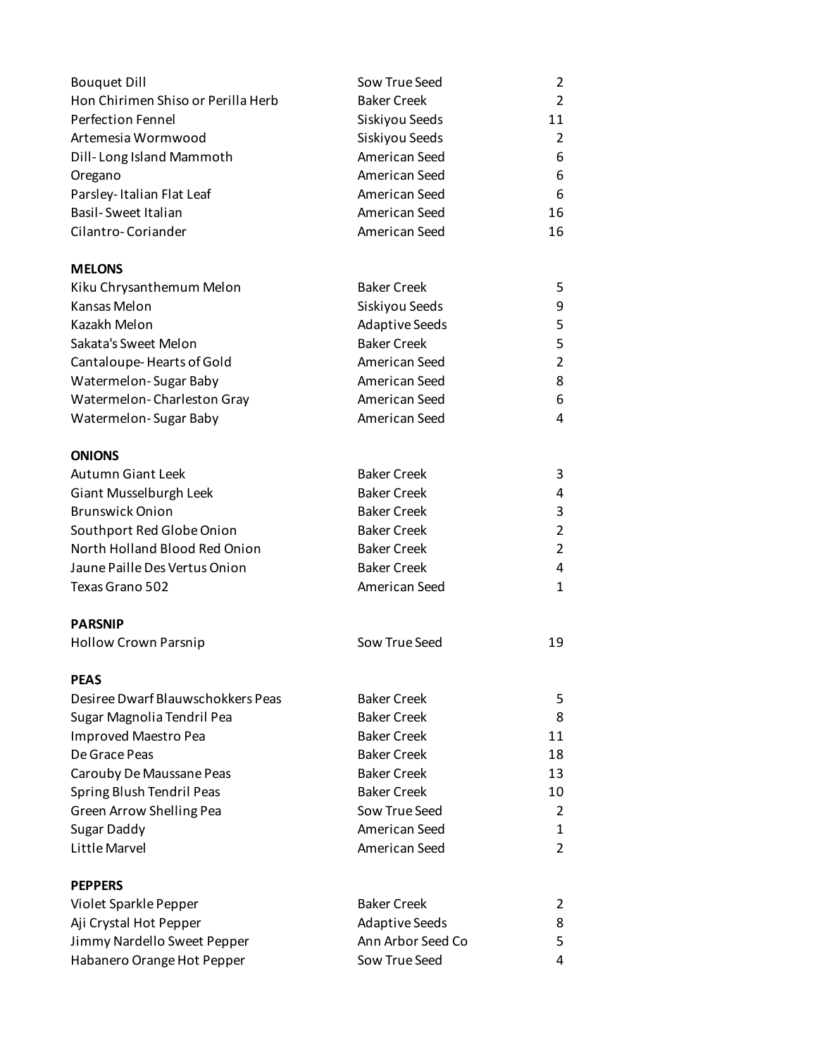| | | |
|---|---|---|
| Bouquet Dill | Sow True Seed | 2 |
| Hon Chirimen Shiso or Perilla Herb | Baker Creek | 2 |
| Perfection Fennel | Siskiyou Seeds | 11 |
| Artemesia Wormwood | Siskiyou Seeds | 2 |
| Dill- Long Island Mammoth | American Seed | 6 |
| Oregano | American Seed | 6 |
| Parsley- Italian Flat Leaf | American Seed | 6 |
| Basil- Sweet Italian | American Seed | 16 |
| Cilantro- Coriander | American Seed | 16 |
| | | |
| **MELONS** | | |
| Kiku Chrysanthemum Melon | Baker Creek | 5 |
| Kansas Melon | Siskiyou Seeds | 9 |
| Kazakh Melon | Adaptive Seeds | 5 |
| Sakata's Sweet Melon | Baker Creek | 5 |
| Cantaloupe- Hearts of Gold | American Seed | 2 |
| Watermelon- Sugar Baby | American Seed | 8 |
| Watermelon- Charleston Gray | American Seed | 6 |
| Watermelon- Sugar Baby | American Seed | 4 |
| | | |
| **ONIONS** | | |
| Autumn Giant Leek | Baker Creek | 3 |
| Giant Musselburgh Leek | Baker Creek | 4 |
| Brunswick Onion | Baker Creek | 3 |
| Southport Red Globe Onion | Baker Creek | 2 |
| North Holland Blood Red Onion | Baker Creek | 2 |
| Jaune Paille Des Vertus Onion | Baker Creek | 4 |
| Texas Grano 502 | American Seed | 1 |
| | | |
| **PARSNIP** | | |
| Hollow Crown Parsnip | Sow True Seed | 19 |
| | | |
| **PEAS** | | |
| Desiree Dwarf Blauwschokkers Peas | Baker Creek | 5 |
| Sugar Magnolia Tendril Pea | Baker Creek | 8 |
| Improved Maestro Pea | Baker Creek | 11 |
| De Grace Peas | Baker Creek | 18 |
| Carouby De Maussane Peas | Baker Creek | 13 |
| Spring Blush Tendril Peas | Baker Creek | 10 |
| Green Arrow Shelling Pea | Sow True Seed | 2 |
| Sugar Daddy | American Seed | 1 |
| Little Marvel | American Seed | 2 |
| | | |
| **PEPPERS** | | |
| Violet Sparkle Pepper | Baker Creek | 2 |
| Aji Crystal Hot Pepper | Adaptive Seeds | 8 |
| Jimmy Nardello Sweet Pepper | Ann Arbor Seed Co | 5 |
| Habanero Orange Hot Pepper | Sow True Seed | 4 |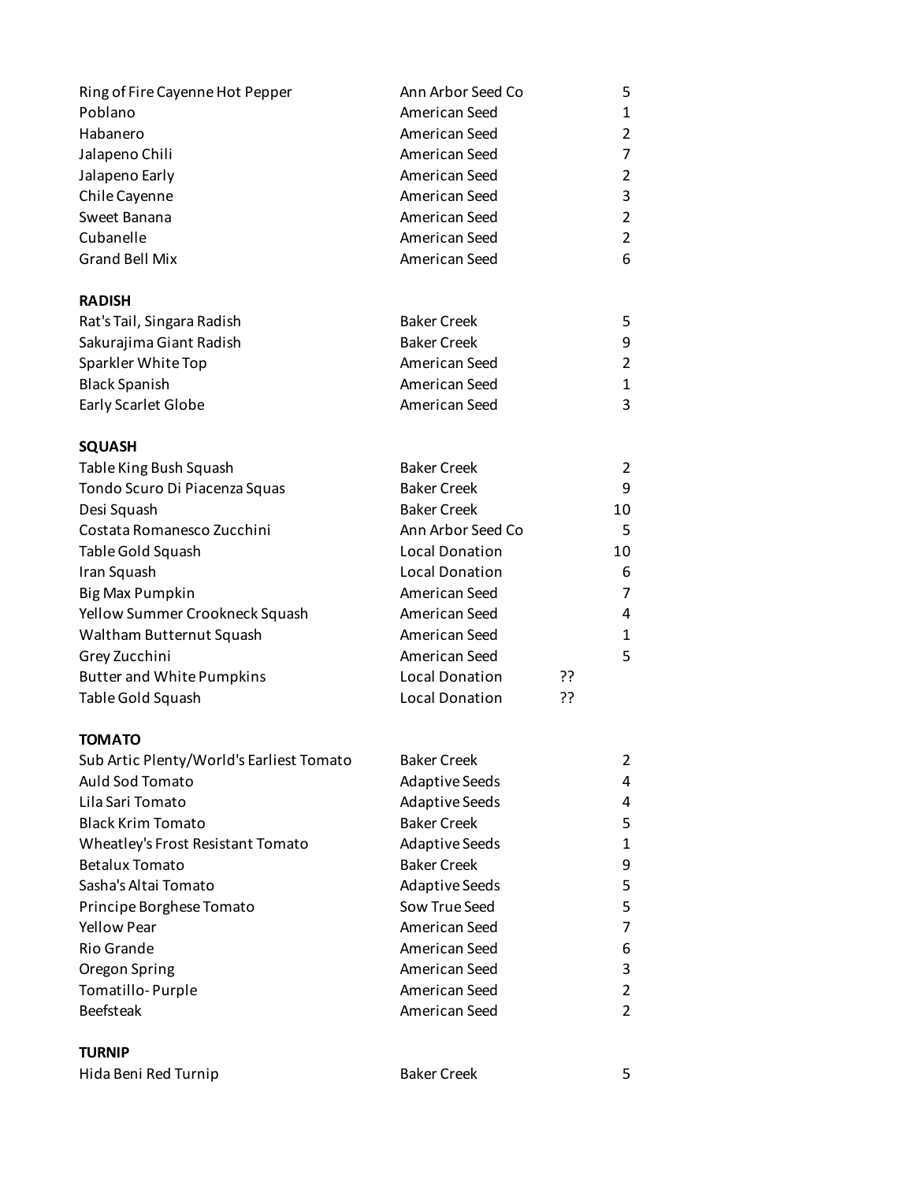| | | |
|---|---|---|
| Ring of Fire Cayenne Hot Pepper | Ann Arbor Seed Co | 5 |
| Poblano | American Seed | 1 |
| Habanero | American Seed | 2 |
| Jalapeno Chili | American Seed | 7 |
| Jalapeno Early | American Seed | 2 |
| Chile Cayenne | American Seed | 3 |
| Sweet Banana | American Seed | 2 |
| Cubanelle | American Seed | 2 |
| Grand Bell Mix | American Seed | 6 |

**RADISH**

| | | |
|---|---|---|
| Rat's Tail, Singara Radish | Baker Creek | 5 |
| Sakurajima Giant Radish | Baker Creek | 9 |
| Sparkler White Top | American Seed | 2 |
| Black Spanish | American Seed | 1 |
| Early Scarlet Globe | American Seed | 3 |

**SQUASH**

| | | |
|---|---|---|
| Table King Bush Squash | Baker Creek | 2 |
| Tondo Scuro Di Piacenza Squas | Baker Creek | 9 |
| Desi Squash | Baker Creek | 10 |
| Costata Romanesco Zucchini | Ann Arbor Seed Co | 5 |
| Table Gold Squash | Local Donation | 10 |
| Iran Squash | Local Donation | 6 |
| Big Max Pumpkin | American Seed | 7 |
| Yellow Summer Crookneck Squash | American Seed | 4 |
| Waltham Butternut Squash | American Seed | 1 |
| Grey Zucchini | American Seed | 5 |
| Butter and White Pumpkins | Local Donation | ?? |
| Table Gold Squash | Local Donation | ?? |

**TOMATO**

| | | |
|---|---|---|
| Sub Artic Plenty/World's Earliest Tomato | Baker Creek | 2 |
| Auld Sod Tomato | Adaptive Seeds | 4 |
| Lila Sari Tomato | Adaptive Seeds | 4 |
| Black Krim Tomato | Baker Creek | 5 |
| Wheatley's Frost Resistant Tomato | Adaptive Seeds | 1 |
| Betalux Tomato | Baker Creek | 9 |
| Sasha's Altai Tomato | Adaptive Seeds | 5 |
| Principe Borghese Tomato | Sow True Seed | 5 |
| Yellow Pear | American Seed | 7 |
| Rio Grande | American Seed | 6 |
| Oregon Spring | American Seed | 3 |
| Tomatillo- Purple | American Seed | 2 |
| Beefsteak | American Seed | 2 |

**TURNIP**

| | | |
|---|---|---|
| Hida Beni Red Turnip | Baker Creek | 5 |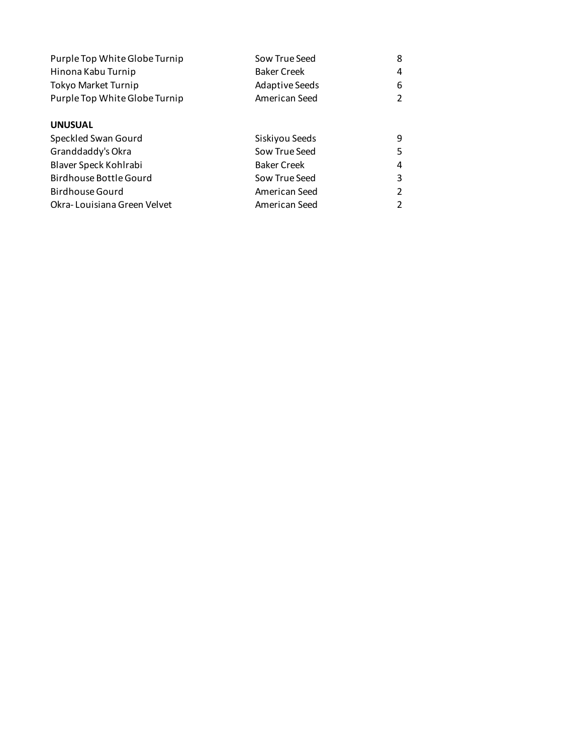| | | |
|---|---|---|
| Purple Top White Globe Turnip | Sow True Seed | 8 |
| Hinona Kabu Turnip | Baker Creek | 4 |
| Tokyo Market Turnip | Adaptive Seeds | 6 |
| Purple Top White Globe Turnip | American Seed | 2 |
| | | |
| **UNUSUAL** | | |
| Speckled Swan Gourd | Siskiyou Seeds | 9 |
| Granddaddy's Okra | Sow True Seed | 5 |
| Blaver Speck Kohlrabi | Baker Creek | 4 |
| Birdhouse Bottle Gourd | Sow True Seed | 3 |
| Birdhouse Gourd | American Seed | 2 |
| Okra- Louisiana Green Velvet | American Seed | 2 |